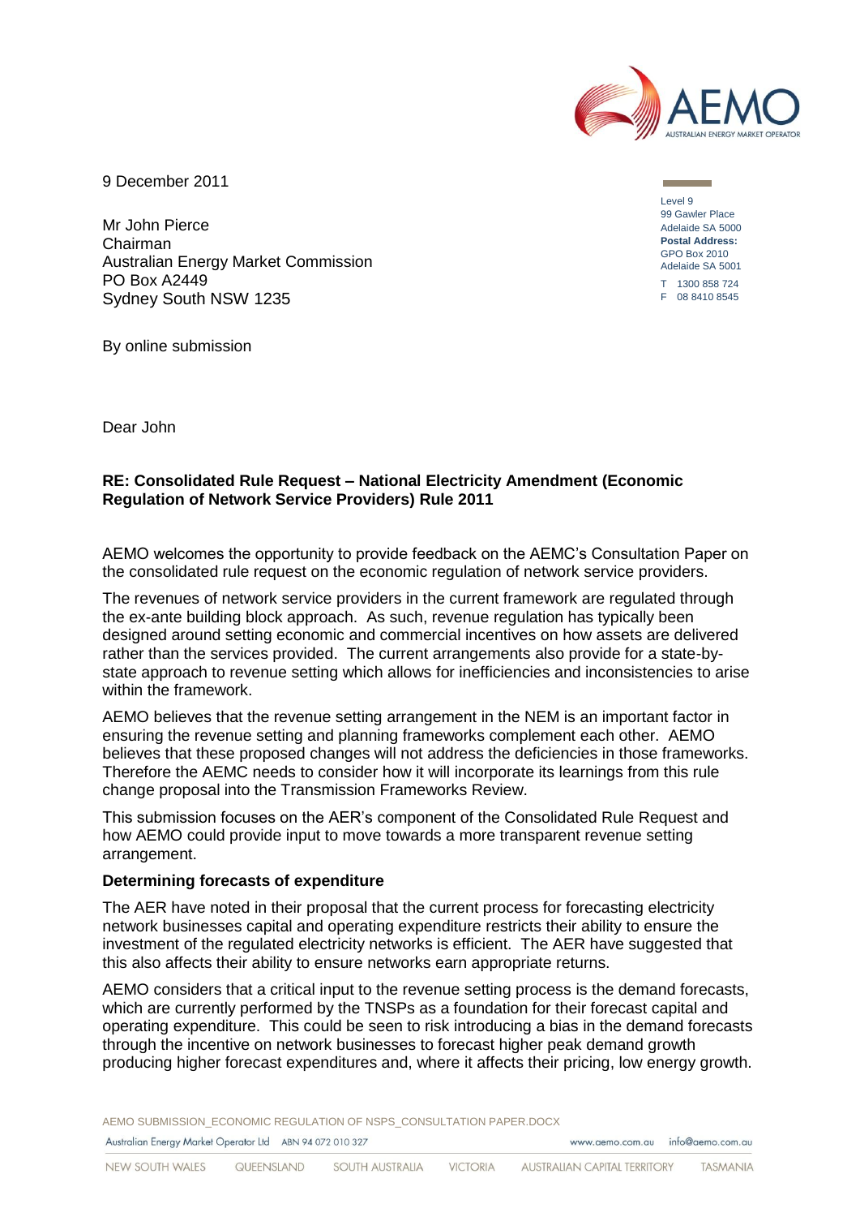9 December 2011

Level 9
99 Gawler Place
Adelaide SA 5000
**Postal Address:**
GPO Box 2010
Adelaide SA 5001
T 1300 858 724
F 08 8410 8545

Mr John Pierce
Chairman
Australian Energy Market Commission
PO Box A2449
Sydney South NSW 1235

By online submission

Dear John

**RE: Consolidated Rule Request – National Electricity Amendment (Economic Regulation of Network Service Providers) Rule 2011**

AEMO welcomes the opportunity to provide feedback on the AEMC's Consultation Paper on the consolidated rule request on the economic regulation of network service providers.

The revenues of network service providers in the current framework are regulated through the ex-ante building block approach. As such, revenue regulation has typically been designed around setting economic and commercial incentives on how assets are delivered rather than the services provided. The current arrangements also provide for a state-by-state approach to revenue setting which allows for inefficiencies and inconsistencies to arise within the framework.

AEMO believes that the revenue setting arrangement in the NEM is an important factor in ensuring the revenue setting and planning frameworks complement each other. AEMO believes that these proposed changes will not address the deficiencies in those frameworks. Therefore the AEMC needs to consider how it will incorporate its learnings from this rule change proposal into the Transmission Frameworks Review.

This submission focuses on the AER's component of the Consolidated Rule Request and how AEMO could provide input to move towards a more transparent revenue setting arrangement.

**Determining forecasts of expenditure**

The AER have noted in their proposal that the current process for forecasting electricity network businesses capital and operating expenditure restricts their ability to ensure the investment of the regulated electricity networks is efficient. The AER have suggested that this also affects their ability to ensure networks earn appropriate returns.

AEMO considers that a critical input to the revenue setting process is the demand forecasts, which are currently performed by the TNSPs as a foundation for their forecast capital and operating expenditure. This could be seen to risk introducing a bias in the demand forecasts through the incentive on network businesses to forecast higher peak demand growth producing higher forecast expenditures and, where it affects their pricing, low energy growth.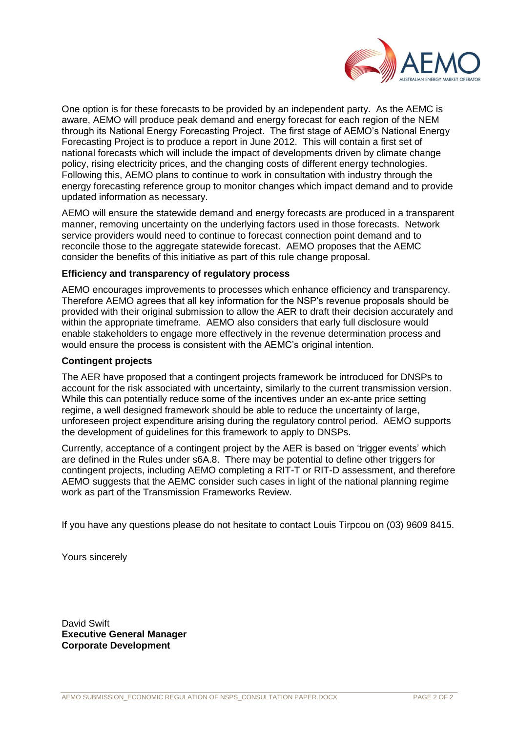One option is for these forecasts to be provided by an independent party. As the AEMC is aware, AEMO will produce peak demand and energy forecast for each region of the NEM through its National Energy Forecasting Project. The first stage of AEMO's National Energy Forecasting Project is to produce a report in June 2012. This will contain a first set of national forecasts which will include the impact of developments driven by climate change policy, rising electricity prices, and the changing costs of different energy technologies. Following this, AEMO plans to continue to work in consultation with industry through the energy forecasting reference group to monitor changes which impact demand and to provide updated information as necessary.

AEMO will ensure the statewide demand and energy forecasts are produced in a transparent manner, removing uncertainty on the underlying factors used in those forecasts. Network service providers would need to continue to forecast connection point demand and to reconcile those to the aggregate statewide forecast. AEMO proposes that the AEMC consider the benefits of this initiative as part of this rule change proposal.

**Efficiency and transparency of regulatory process**

AEMO encourages improvements to processes which enhance efficiency and transparency. Therefore AEMO agrees that all key information for the NSP's revenue proposals should be provided with their original submission to allow the AER to draft their decision accurately and within the appropriate timeframe. AEMO also considers that early full disclosure would enable stakeholders to engage more effectively in the revenue determination process and would ensure the process is consistent with the AEMC's original intention.

**Contingent projects**

The AER have proposed that a contingent projects framework be introduced for DNSPs to account for the risk associated with uncertainty, similarly to the current transmission version. While this can potentially reduce some of the incentives under an ex-ante price setting regime, a well designed framework should be able to reduce the uncertainty of large, unforeseen project expenditure arising during the regulatory control period. AEMO supports the development of guidelines for this framework to apply to DNSPs.

Currently, acceptance of a contingent project by the AER is based on 'trigger events' which are defined in the Rules under s6A.8. There may be potential to define other triggers for contingent projects, including AEMO completing a RIT-T or RIT-D assessment, and therefore AEMO suggests that the AEMC consider such cases in light of the national planning regime work as part of the Transmission Frameworks Review.

If you have any questions please do not hesitate to contact Louis Tirpcou on (03) 9609 8415.

Yours sincerely

David Swift
**Executive General Manager**
**Corporate Development**